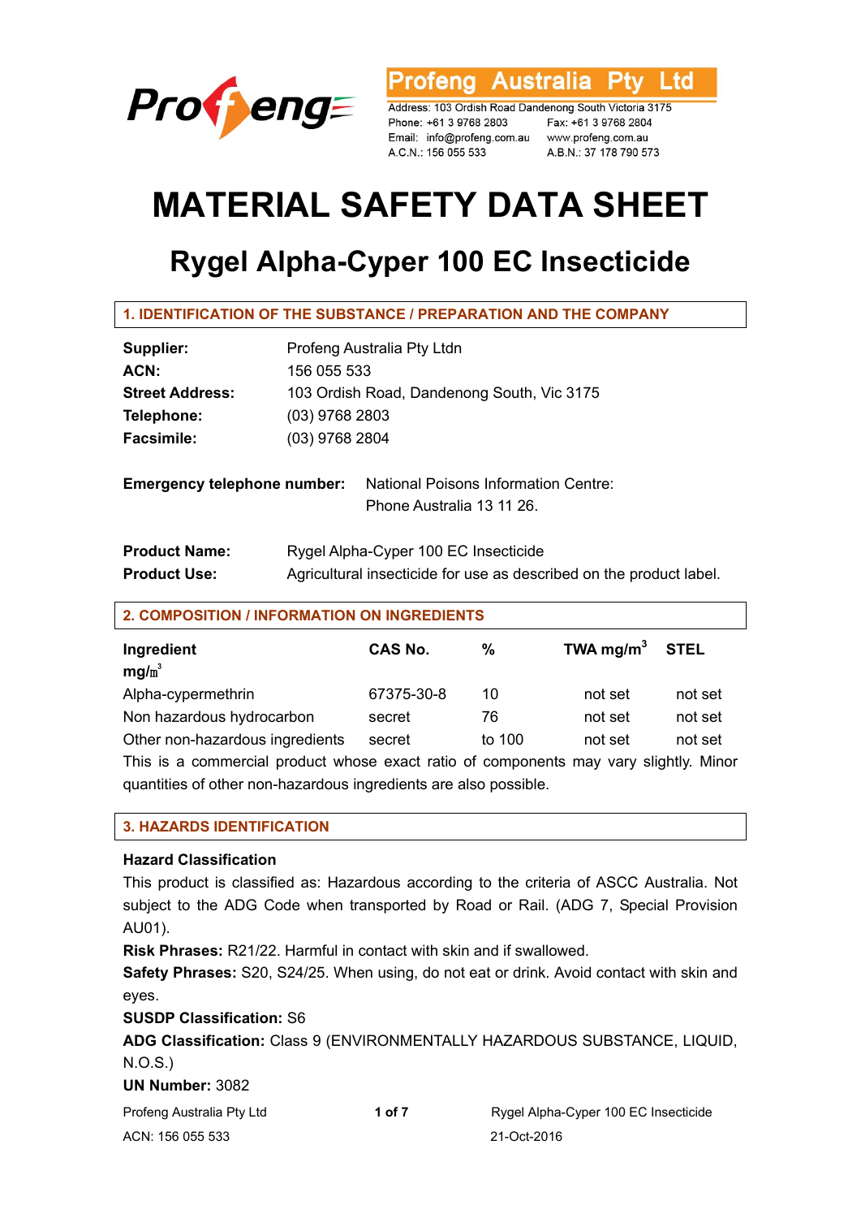**Profeng Australia Pty Ltd**

Address: 103 Ordish Road Dandenong South Victoria 3175
Phone: +61 3 9768 2803 Fax: +61 3 9768 2804
Email: info@profeng.com.au www.profeng.com.au
A.C.N.: 156 055 533 A.B.N.: 37 178 790 573

# MATERIAL SAFETY DATA SHEET

# Rygel Alpha-Cyper 100 EC Insecticide

## 1. IDENTIFICATION OF THE SUBSTANCE / PREPARATION AND THE COMPANY

**Supplier:** Profeng Australia Pty Ltdn
**ACN:** 156 055 533
**Street Address:** 103 Ordish Road, Dandenong South, Vic 3175
**Telephone:** (03) 9768 2803
**Facsimile:** (03) 9768 2804

**Emergency telephone number:** National Poisons Information Centre: Phone Australia 13 11 26.

**Product Name:** Rygel Alpha-Cyper 100 EC Insecticide
**Product Use:** Agricultural insecticide for use as described on the product label.

## 2. COMPOSITION / INFORMATION ON INGREDIENTS

| Ingredient | CAS No. | % | TWA $mg/m^3$ | STEL $mg/m^3$ |
|---|---|---|---|---|
| Alpha-cypermethrin | 67375-30-8 | 10 | not set | not set |
| Non hazardous hydrocarbon | secret | 76 | not set | not set |
| Other non-hazardous ingredients | secret | to 100 | not set | not set |

This is a commercial product whose exact ratio of components may vary slightly. Minor quantities of other non-hazardous ingredients are also possible.

## 3. HAZARDS IDENTIFICATION

**Hazard Classification**

This product is classified as: Hazardous according to the criteria of ASCC Australia. Not subject to the ADG Code when transported by Road or Rail. (ADG 7, Special Provision AU01).

**Risk Phrases:** R21/22. Harmful in contact with skin and if swallowed.

**Safety Phrases:** S20, S24/25. When using, do not eat or drink. Avoid contact with skin and eyes.

**SUSDP Classification:** S6

**ADG Classification:** Class 9 (ENVIRONMENTALLY HAZARDOUS SUBSTANCE, LIQUID, N.O.S.)

**UN Number:** 3082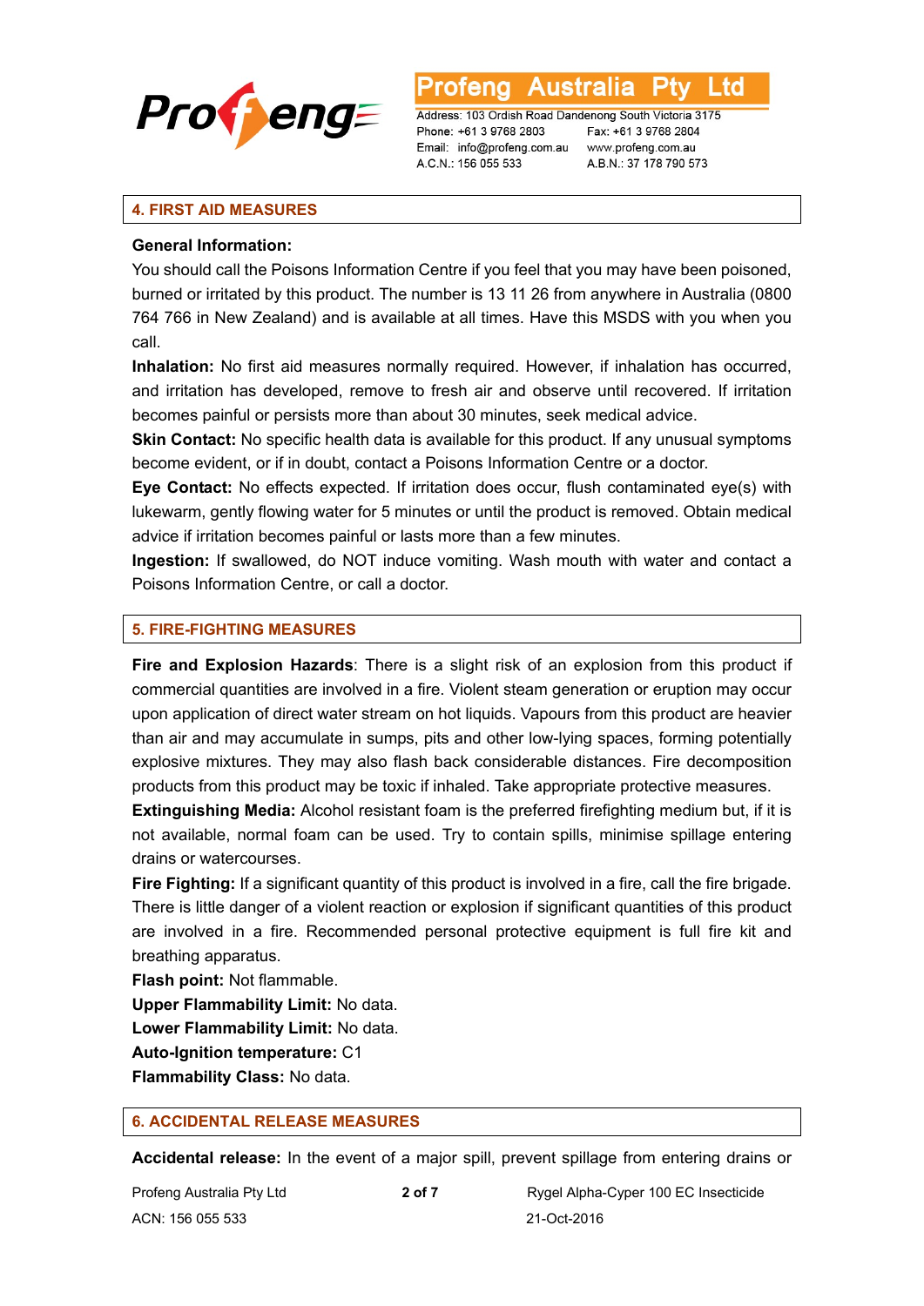## 4. FIRST AID MEASURES

**General Information:**
You should call the Poisons Information Centre if you feel that you may have been poisoned, burned or irritated by this product. The number is 13 11 26 from anywhere in Australia (0800 764 766 in New Zealand) and is available at all times. Have this MSDS with you when you call.

**Inhalation:** No first aid measures normally required. However, if inhalation has occurred, and irritation has developed, remove to fresh air and observe until recovered. If irritation becomes painful or persists more than about 30 minutes, seek medical advice.

**Skin Contact:** No specific health data is available for this product. If any unusual symptoms become evident, or if in doubt, contact a Poisons Information Centre or a doctor.

**Eye Contact:** No effects expected. If irritation does occur, flush contaminated eye(s) with lukewarm, gently flowing water for 5 minutes or until the product is removed. Obtain medical advice if irritation becomes painful or lasts more than a few minutes.

**Ingestion:** If swallowed, do NOT induce vomiting. Wash mouth with water and contact a Poisons Information Centre, or call a doctor.

## 5. FIRE-FIGHTING MEASURES

**Fire and Explosion Hazards**: There is a slight risk of an explosion from this product if commercial quantities are involved in a fire. Violent steam generation or eruption may occur upon application of direct water stream on hot liquids. Vapours from this product are heavier than air and may accumulate in sumps, pits and other low-lying spaces, forming potentially explosive mixtures. They may also flash back considerable distances. Fire decomposition products from this product may be toxic if inhaled. Take appropriate protective measures.

**Extinguishing Media:** Alcohol resistant foam is the preferred firefighting medium but, if it is not available, normal foam can be used. Try to contain spills, minimise spillage entering drains or watercourses.

**Fire Fighting:** If a significant quantity of this product is involved in a fire, call the fire brigade. There is little danger of a violent reaction or explosion if significant quantities of this product are involved in a fire. Recommended personal protective equipment is full fire kit and breathing apparatus.

**Flash point:** Not flammable.

**Upper Flammability Limit:** No data.

**Lower Flammability Limit:** No data.

**Auto-Ignition temperature:** C1

**Flammability Class:** No data.

## 6. ACCIDENTAL RELEASE MEASURES

**Accidental release:** In the event of a major spill, prevent spillage from entering drains or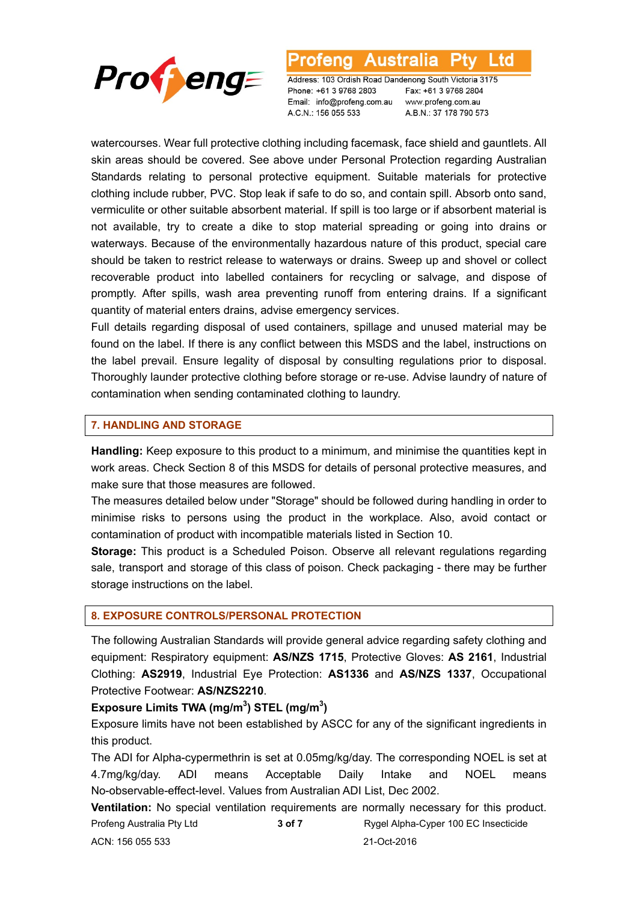watercourses. Wear full protective clothing including facemask, face shield and gauntlets. All skin areas should be covered. See above under Personal Protection regarding Australian Standards relating to personal protective equipment. Suitable materials for protective clothing include rubber, PVC. Stop leak if safe to do so, and contain spill. Absorb onto sand, vermiculite or other suitable absorbent material. If spill is too large or if absorbent material is not available, try to create a dike to stop material spreading or going into drains or waterways. Because of the environmentally hazardous nature of this product, special care should be taken to restrict release to waterways or drains. Sweep up and shovel or collect recoverable product into labelled containers for recycling or salvage, and dispose of promptly. After spills, wash area preventing runoff from entering drains. If a significant quantity of material enters drains, advise emergency services.

Full details regarding disposal of used containers, spillage and unused material may be found on the label. If there is any conflict between this MSDS and the label, instructions on the label prevail. Ensure legality of disposal by consulting regulations prior to disposal. Thoroughly launder protective clothing before storage or re-use. Advise laundry of nature of contamination when sending contaminated clothing to laundry.

## 7. HANDLING AND STORAGE

**Handling:** Keep exposure to this product to a minimum, and minimise the quantities kept in work areas. Check Section 8 of this MSDS for details of personal protective measures, and make sure that those measures are followed.

The measures detailed below under "Storage" should be followed during handling in order to minimise risks to persons using the product in the workplace. Also, avoid contact or contamination of product with incompatible materials listed in Section 10.

**Storage:** This product is a Scheduled Poison. Observe all relevant regulations regarding sale, transport and storage of this class of poison. Check packaging - there may be further storage instructions on the label.

## 8. EXPOSURE CONTROLS/PERSONAL PROTECTION

The following Australian Standards will provide general advice regarding safety clothing and equipment: Respiratory equipment: **AS/NZS 1715**, Protective Gloves: **AS 2161**, Industrial Clothing: **AS2919**, Industrial Eye Protection: **AS1336** and **AS/NZS 1337**, Occupational Protective Footwear: **AS/NZS2210**.

**Exposure Limits TWA (mg/m$^3$) STEL (mg/m$^3$)**

Exposure limits have not been established by ASCC for any of the significant ingredients in this product.

The ADI for Alpha-cypermethrin is set at 0.05mg/kg/day. The corresponding NOEL is set at 4.7mg/kg/day. ADI means Acceptable Daily Intake and NOEL means No-observable-effect-level. Values from Australian ADI List, Dec 2002.

**Ventilation:** No special ventilation requirements are normally necessary for this product.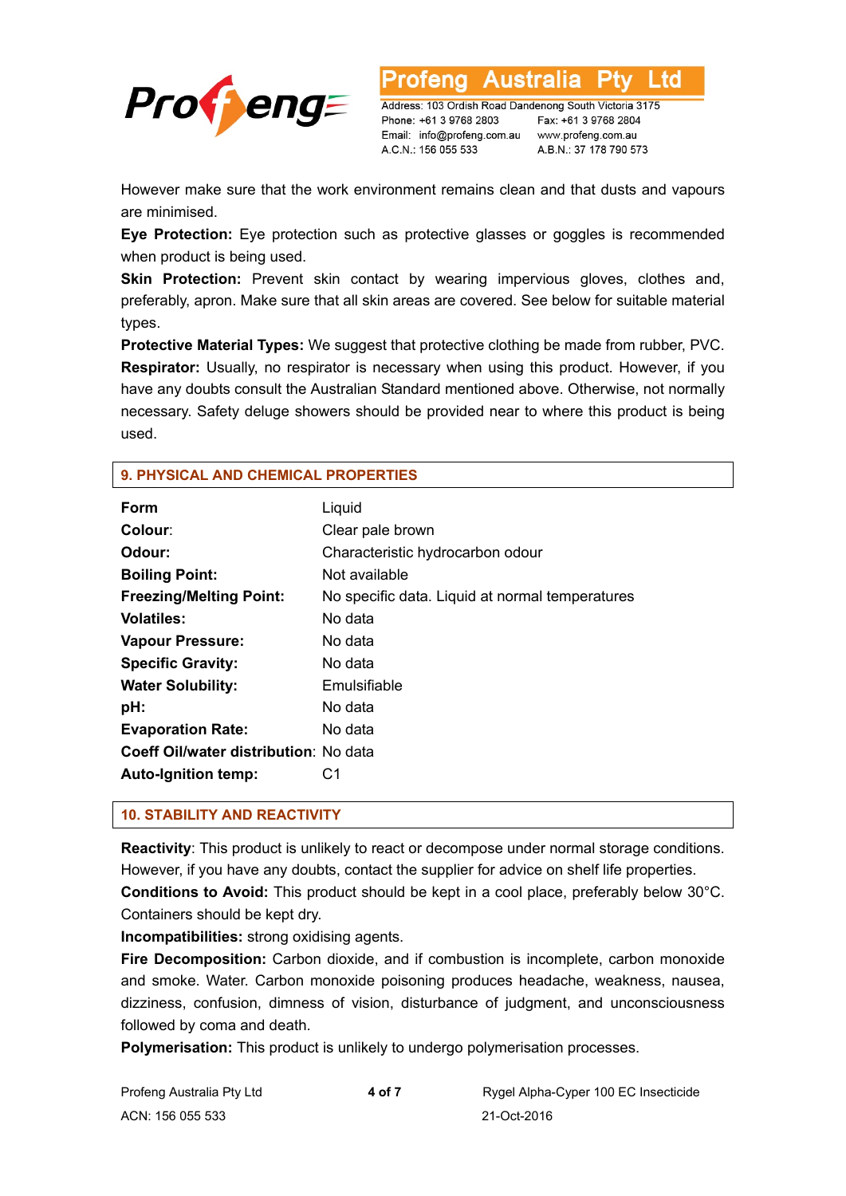However make sure that the work environment remains clean and that dusts and vapours are minimised.

**Eye Protection:** Eye protection such as protective glasses or goggles is recommended when product is being used.

**Skin Protection:** Prevent skin contact by wearing impervious gloves, clothes and, preferably, apron. Make sure that all skin areas are covered. See below for suitable material types.

**Protective Material Types:** We suggest that protective clothing be made from rubber, PVC.

**Respirator:** Usually, no respirator is necessary when using this product. However, if you have any doubts consult the Australian Standard mentioned above. Otherwise, not normally necessary. Safety deluge showers should be provided near to where this product is being used.

## 9. PHYSICAL AND CHEMICAL PROPERTIES

| | |
|---|---|
| **Form** | Liquid |
| **Colour**: | Clear pale brown |
| **Odour:** | Characteristic hydrocarbon odour |
| **Boiling Point:** | Not available |
| **Freezing/Melting Point:** | No specific data. Liquid at normal temperatures |
| **Volatiles:** | No data |
| **Vapour Pressure:** | No data |
| **Specific Gravity:** | No data |
| **Water Solubility:** | Emulsifiable |
| **pH:** | No data |
| **Evaporation Rate:** | No data |
| **Coeff Oil/water distribution**: | No data |
| **Auto-Ignition temp:** | C1 |

## 10. STABILITY AND REACTIVITY

**Reactivity**: This product is unlikely to react or decompose under normal storage conditions. However, if you have any doubts, contact the supplier for advice on shelf life properties.

**Conditions to Avoid:** This product should be kept in a cool place, preferably below 30°C. Containers should be kept dry.

**Incompatibilities:** strong oxidising agents.

**Fire Decomposition:** Carbon dioxide, and if combustion is incomplete, carbon monoxide and smoke. Water. Carbon monoxide poisoning produces headache, weakness, nausea, dizziness, confusion, dimness of vision, disturbance of judgment, and unconsciousness followed by coma and death.

**Polymerisation:** This product is unlikely to undergo polymerisation processes.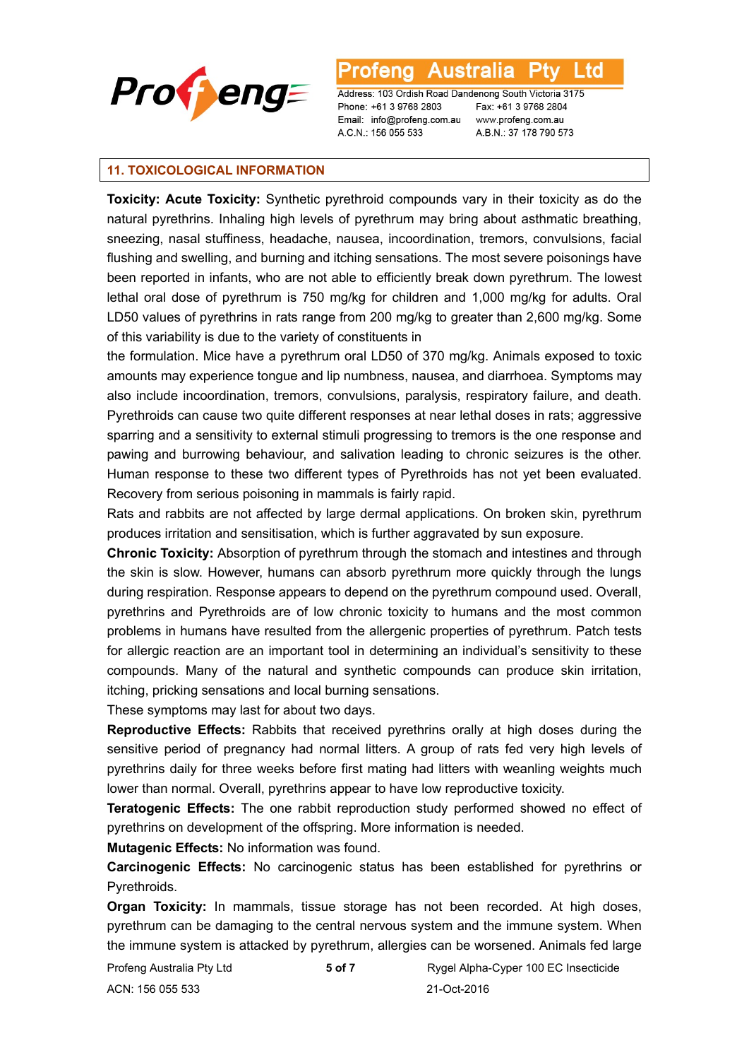## 11. TOXICOLOGICAL INFORMATION

**Toxicity: Acute Toxicity:** Synthetic pyrethroid compounds vary in their toxicity as do the natural pyrethrins. Inhaling high levels of pyrethrum may bring about asthmatic breathing, sneezing, nasal stuffiness, headache, nausea, incoordination, tremors, convulsions, facial flushing and swelling, and burning and itching sensations. The most severe poisonings have been reported in infants, who are not able to efficiently break down pyrethrum. The lowest lethal oral dose of pyrethrum is 750 mg/kg for children and 1,000 mg/kg for adults. Oral LD50 values of pyrethrins in rats range from 200 mg/kg to greater than 2,600 mg/kg. Some of this variability is due to the variety of constituents in the formulation. Mice have a pyrethrum oral LD50 of 370 mg/kg. Animals exposed to toxic amounts may experience tongue and lip numbness, nausea, and diarrhoea. Symptoms may also include incoordination, tremors, convulsions, paralysis, respiratory failure, and death. Pyrethroids can cause two quite different responses at near lethal doses in rats; aggressive sparring and a sensitivity to external stimuli progressing to tremors is the one response and pawing and burrowing behaviour, and salivation leading to chronic seizures is the other. Human response to these two different types of Pyrethroids has not yet been evaluated. Recovery from serious poisoning in mammals is fairly rapid.

Rats and rabbits are not affected by large dermal applications. On broken skin, pyrethrum produces irritation and sensitisation, which is further aggravated by sun exposure.

**Chronic Toxicity:** Absorption of pyrethrum through the stomach and intestines and through the skin is slow. However, humans can absorb pyrethrum more quickly through the lungs during respiration. Response appears to depend on the pyrethrum compound used. Overall, pyrethrins and Pyrethroids are of low chronic toxicity to humans and the most common problems in humans have resulted from the allergenic properties of pyrethrum. Patch tests for allergic reaction are an important tool in determining an individual's sensitivity to these compounds. Many of the natural and synthetic compounds can produce skin irritation, itching, pricking sensations and local burning sensations.

These symptoms may last for about two days.

**Reproductive Effects:** Rabbits that received pyrethrins orally at high doses during the sensitive period of pregnancy had normal litters. A group of rats fed very high levels of pyrethrins daily for three weeks before first mating had litters with weanling weights much lower than normal. Overall, pyrethrins appear to have low reproductive toxicity.

**Teratogenic Effects:** The one rabbit reproduction study performed showed no effect of pyrethrins on development of the offspring. More information is needed.

**Mutagenic Effects:** No information was found.

**Carcinogenic Effects:** No carcinogenic status has been established for pyrethrins or Pyrethroids.

**Organ Toxicity:** In mammals, tissue storage has not been recorded. At high doses, pyrethrum can be damaging to the central nervous system and the immune system. When the immune system is attacked by pyrethrum, allergies can be worsened. Animals fed large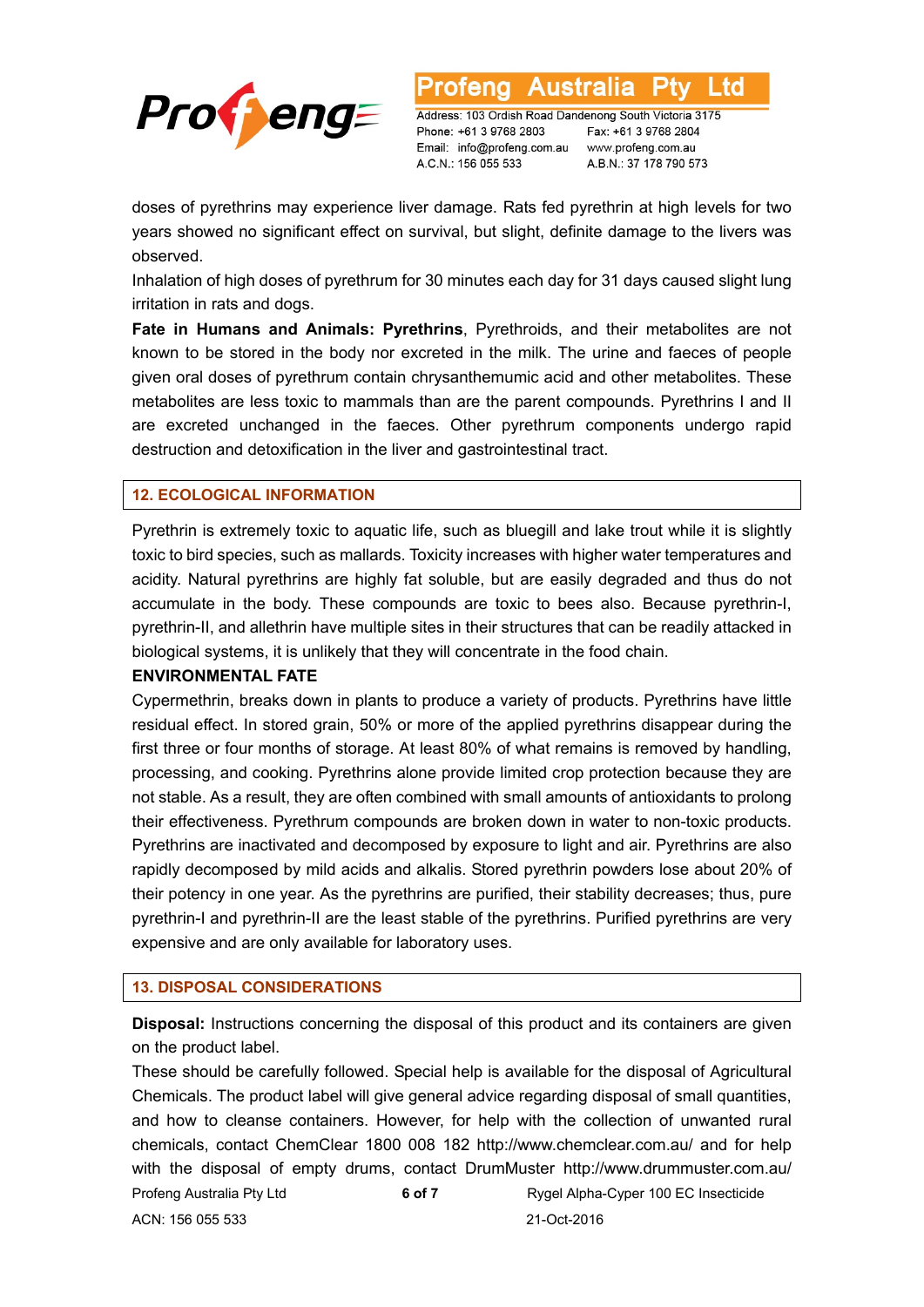doses of pyrethrins may experience liver damage. Rats fed pyrethrin at high levels for two years showed no significant effect on survival, but slight, definite damage to the livers was observed.

Inhalation of high doses of pyrethrum for 30 minutes each day for 31 days caused slight lung irritation in rats and dogs.

**Fate in Humans and Animals: Pyrethrins**, Pyrethroids, and their metabolites are not known to be stored in the body nor excreted in the milk. The urine and faeces of people given oral doses of pyrethrum contain chrysanthemumic acid and other metabolites. These metabolites are less toxic to mammals than are the parent compounds. Pyrethrins I and II are excreted unchanged in the faeces. Other pyrethrum components undergo rapid destruction and detoxification in the liver and gastrointestinal tract.

## 12. ECOLOGICAL INFORMATION

Pyrethrin is extremely toxic to aquatic life, such as bluegill and lake trout while it is slightly toxic to bird species, such as mallards. Toxicity increases with higher water temperatures and acidity. Natural pyrethrins are highly fat soluble, but are easily degraded and thus do not accumulate in the body. These compounds are toxic to bees also. Because pyrethrin-I, pyrethrin-II, and allethrin have multiple sites in their structures that can be readily attacked in biological systems, it is unlikely that they will concentrate in the food chain.

**ENVIRONMENTAL FATE**

Cypermethrin, breaks down in plants to produce a variety of products. Pyrethrins have little residual effect. In stored grain, 50% or more of the applied pyrethrins disappear during the first three or four months of storage. At least 80% of what remains is removed by handling, processing, and cooking. Pyrethrins alone provide limited crop protection because they are not stable. As a result, they are often combined with small amounts of antioxidants to prolong their effectiveness. Pyrethrum compounds are broken down in water to non-toxic products. Pyrethrins are inactivated and decomposed by exposure to light and air. Pyrethrins are also rapidly decomposed by mild acids and alkalis. Stored pyrethrin powders lose about 20% of their potency in one year. As the pyrethrins are purified, their stability decreases; thus, pure pyrethrin-I and pyrethrin-II are the least stable of the pyrethrins. Purified pyrethrins are very expensive and are only available for laboratory uses.

## 13. DISPOSAL CONSIDERATIONS

**Disposal:** Instructions concerning the disposal of this product and its containers are given on the product label.

These should be carefully followed. Special help is available for the disposal of Agricultural Chemicals. The product label will give general advice regarding disposal of small quantities, and how to cleanse containers. However, for help with the collection of unwanted rural chemicals, contact ChemClear 1800 008 182 http://www.chemclear.com.au/ and for help with the disposal of empty drums, contact DrumMuster http://www.drummuster.com.au/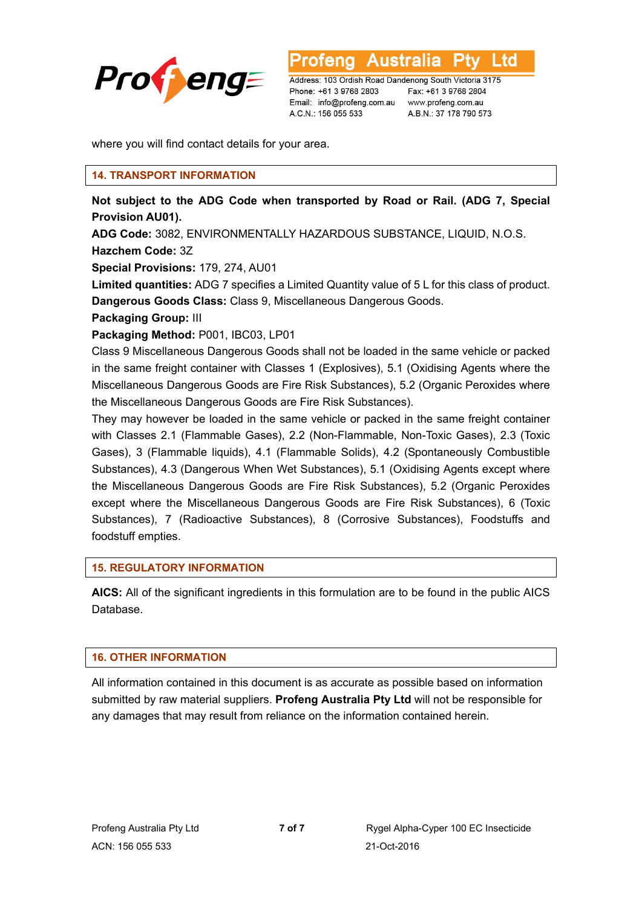where you will find contact details for your area.

## 14. TRANSPORT INFORMATION

**Not subject to the ADG Code when transported by Road or Rail. (ADG 7, Special Provision AU01).**

**ADG Code:** 3082, ENVIRONMENTALLY HAZARDOUS SUBSTANCE, LIQUID, N.O.S.

**Hazchem Code:** 3Z

**Special Provisions:** 179, 274, AU01

**Limited quantities:** ADG 7 specifies a Limited Quantity value of 5 L for this class of product.

**Dangerous Goods Class:** Class 9, Miscellaneous Dangerous Goods.

**Packaging Group:** III

**Packaging Method:** P001, IBC03, LP01

Class 9 Miscellaneous Dangerous Goods shall not be loaded in the same vehicle or packed in the same freight container with Classes 1 (Explosives), 5.1 (Oxidising Agents where the Miscellaneous Dangerous Goods are Fire Risk Substances), 5.2 (Organic Peroxides where the Miscellaneous Dangerous Goods are Fire Risk Substances).

They may however be loaded in the same vehicle or packed in the same freight container with Classes 2.1 (Flammable Gases), 2.2 (Non-Flammable, Non-Toxic Gases), 2.3 (Toxic Gases), 3 (Flammable liquids), 4.1 (Flammable Solids), 4.2 (Spontaneously Combustible Substances), 4.3 (Dangerous When Wet Substances), 5.1 (Oxidising Agents except where the Miscellaneous Dangerous Goods are Fire Risk Substances), 5.2 (Organic Peroxides except where the Miscellaneous Dangerous Goods are Fire Risk Substances), 6 (Toxic Substances), 7 (Radioactive Substances), 8 (Corrosive Substances), Foodstuffs and foodstuff empties.

## 15. REGULATORY INFORMATION

**AICS:** All of the significant ingredients in this formulation are to be found in the public AICS Database.

## 16. OTHER INFORMATION

All information contained in this document is as accurate as possible based on information submitted by raw material suppliers. **Profeng Australia Pty Ltd** will not be responsible for any damages that may result from reliance on the information contained herein.